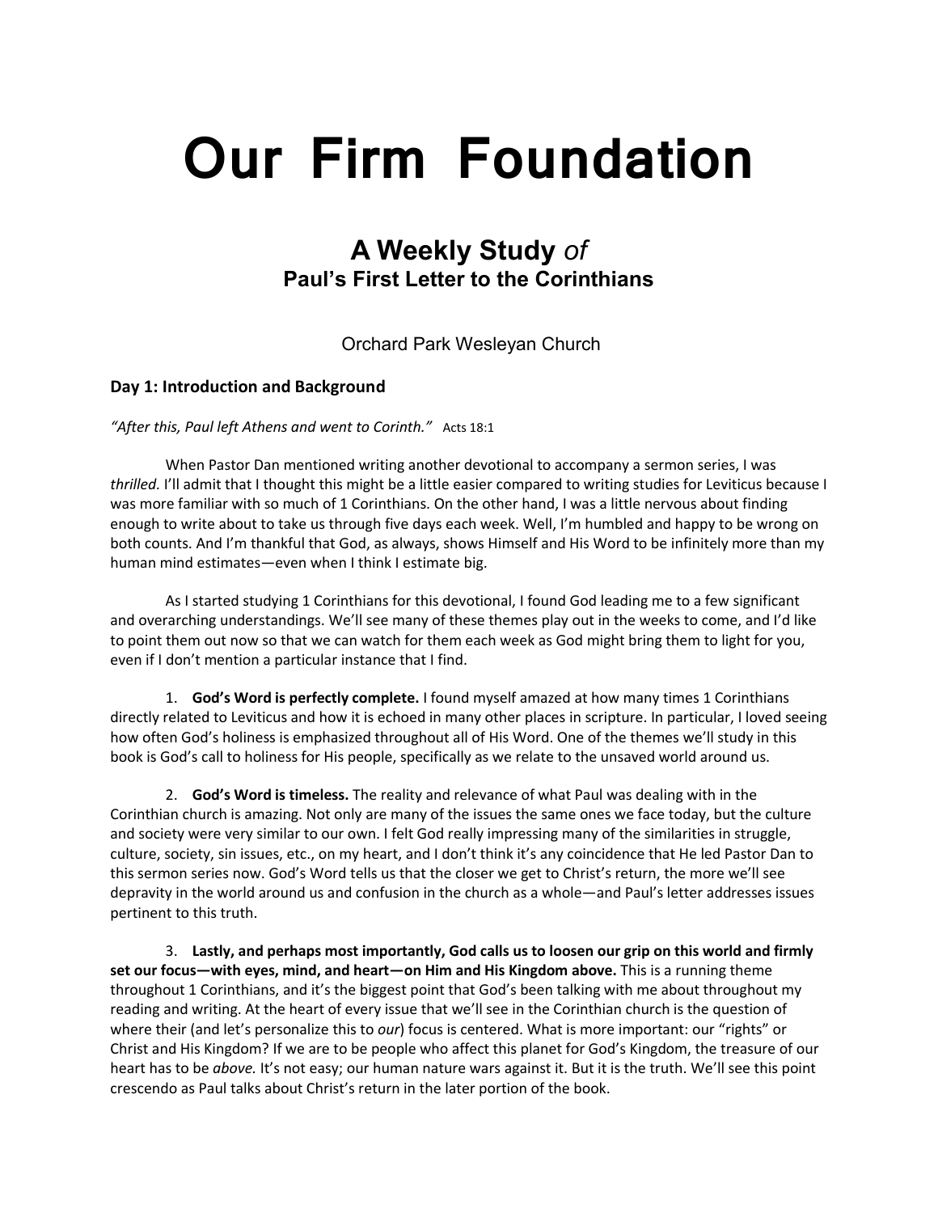# Our Firm Foundation

## A Weekly Study *of*

### Paul's First Letter to the Corinthians

Orchard Park Wesleyan Church

### Day 1: Introduction and Background

*"After this, Paul left Athens and went to Corinth."* Acts 18:1

When Pastor Dan mentioned writing another devotional to accompany a sermon series, I was *thrilled.* I'll admit that I thought this might be a little easier compared to writing studies for Leviticus because I was more familiar with so much of 1 Corinthians. On the other hand, I was a little nervous about finding enough to write about to take us through five days each week. Well, I'm humbled and happy to be wrong on both counts. And I'm thankful that God, as always, shows Himself and His Word to be infinitely more than my human mind estimates—even when I think I estimate big.

As I started studying 1 Corinthians for this devotional, I found God leading me to a few significant and overarching understandings. We'll see many of these themes play out in the weeks to come, and I'd like to point them out now so that we can watch for them each week as God might bring them to light for you, even if I don't mention a particular instance that I find.

1. **God's Word is perfectly complete.** I found myself amazed at how many times 1 Corinthians directly related to Leviticus and how it is echoed in many other places in scripture. In particular, I loved seeing how often God's holiness is emphasized throughout all of His Word. One of the themes we'll study in this book is God's call to holiness for His people, specifically as we relate to the unsaved world around us.

2. **God's Word is timeless.** The reality and relevance of what Paul was dealing with in the Corinthian church is amazing. Not only are many of the issues the same ones we face today, but the culture and society were very similar to our own. I felt God really impressing many of the similarities in struggle, culture, society, sin issues, etc., on my heart, and I don't think it's any coincidence that He led Pastor Dan to this sermon series now. God's Word tells us that the closer we get to Christ's return, the more we'll see depravity in the world around us and confusion in the church as a whole—and Paul's letter addresses issues pertinent to this truth.

3. **Lastly, and perhaps most importantly, God calls us to loosen our grip on this world and firmly set our focus—with eyes, mind, and heart—on Him and His Kingdom above.** This is a running theme throughout 1 Corinthians, and it's the biggest point that God's been talking with me about throughout my reading and writing. At the heart of every issue that we'll see in the Corinthian church is the question of where their (and let's personalize this to *our*) focus is centered. What is more important: our "rights" or Christ and His Kingdom? If we are to be people who affect this planet for God's Kingdom, the treasure of our heart has to be *above.* It's not easy; our human nature wars against it. But it is the truth. We'll see this point crescendo as Paul talks about Christ's return in the later portion of the book.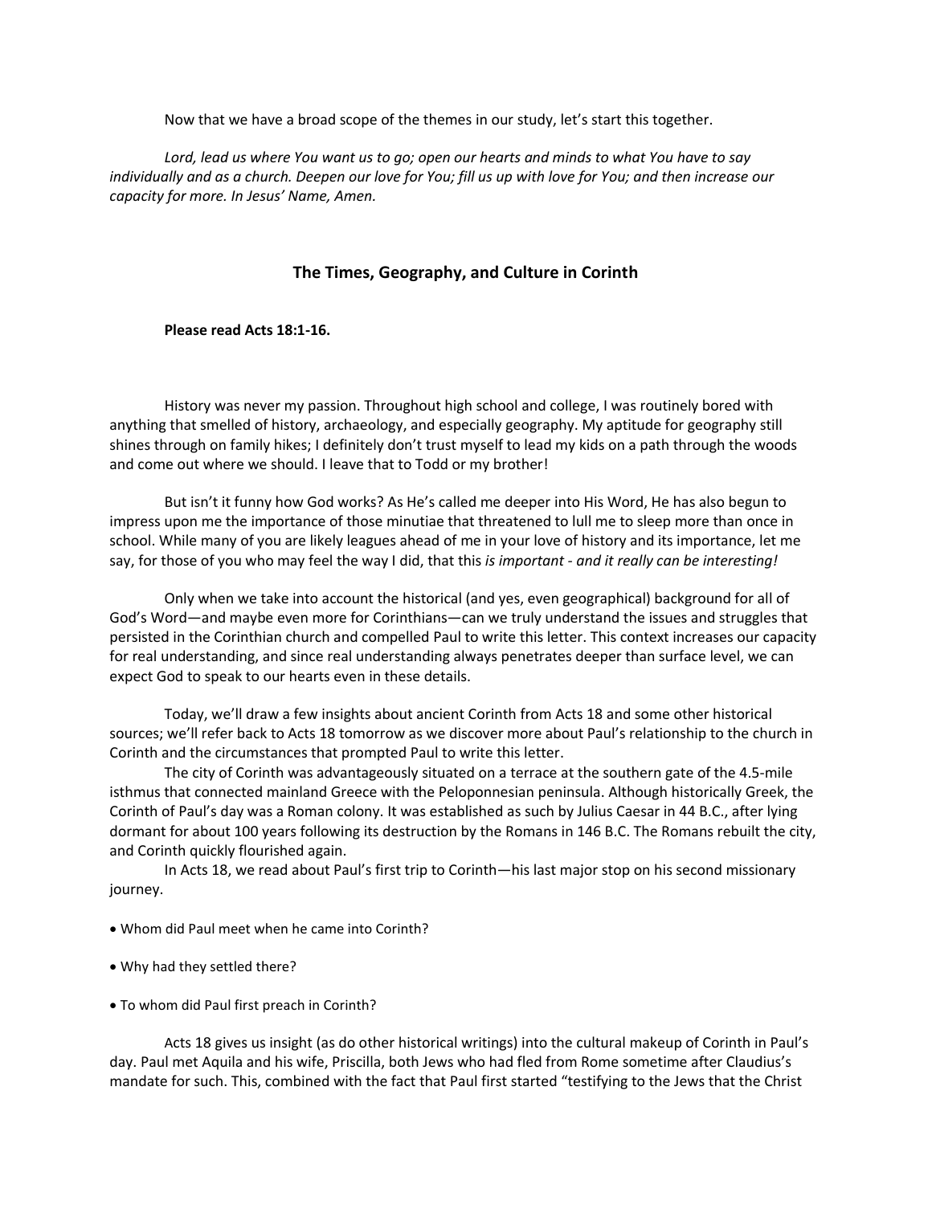Now that we have a broad scope of the themes in our study, let's start this together.

*Lord, lead us where You want us to go; open our hearts and minds to what You have to say individually and as a church. Deepen our love for You; fill us up with love for You; and then increase our capacity for more. In Jesus' Name, Amen.*

## The Times, Geography, and Culture in Corinth

**Please read Acts 18:1-16.**

History was never my passion. Throughout high school and college, I was routinely bored with anything that smelled of history, archaeology, and especially geography. My aptitude for geography still shines through on family hikes; I definitely don't trust myself to lead my kids on a path through the woods and come out where we should. I leave that to Todd or my brother!

But isn't it funny how God works? As He's called me deeper into His Word, He has also begun to impress upon me the importance of those minutiae that threatened to lull me to sleep more than once in school. While many of you are likely leagues ahead of me in your love of history and its importance, let me say, for those of you who may feel the way I did, that this *is important - and it really can be interesting!*

Only when we take into account the historical (and yes, even geographical) background for all of God's Word—and maybe even more for Corinthians—can we truly understand the issues and struggles that persisted in the Corinthian church and compelled Paul to write this letter. This context increases our capacity for real understanding, and since real understanding always penetrates deeper than surface level, we can expect God to speak to our hearts even in these details.

Today, we'll draw a few insights about ancient Corinth from Acts 18 and some other historical sources; we'll refer back to Acts 18 tomorrow as we discover more about Paul's relationship to the church in Corinth and the circumstances that prompted Paul to write this letter.

The city of Corinth was advantageously situated on a terrace at the southern gate of the 4.5-mile isthmus that connected mainland Greece with the Peloponnesian peninsula. Although historically Greek, the Corinth of Paul's day was a Roman colony. It was established as such by Julius Caesar in 44 B.C., after lying dormant for about 100 years following its destruction by the Romans in 146 B.C. The Romans rebuilt the city, and Corinth quickly flourished again.

In Acts 18, we read about Paul's first trip to Corinth—his last major stop on his second missionary journey.

- Whom did Paul meet when he came into Corinth?
- Why had they settled there?
- To whom did Paul first preach in Corinth?

Acts 18 gives us insight (as do other historical writings) into the cultural makeup of Corinth in Paul's day. Paul met Aquila and his wife, Priscilla, both Jews who had fled from Rome sometime after Claudius's mandate for such. This, combined with the fact that Paul first started "testifying to the Jews that the Christ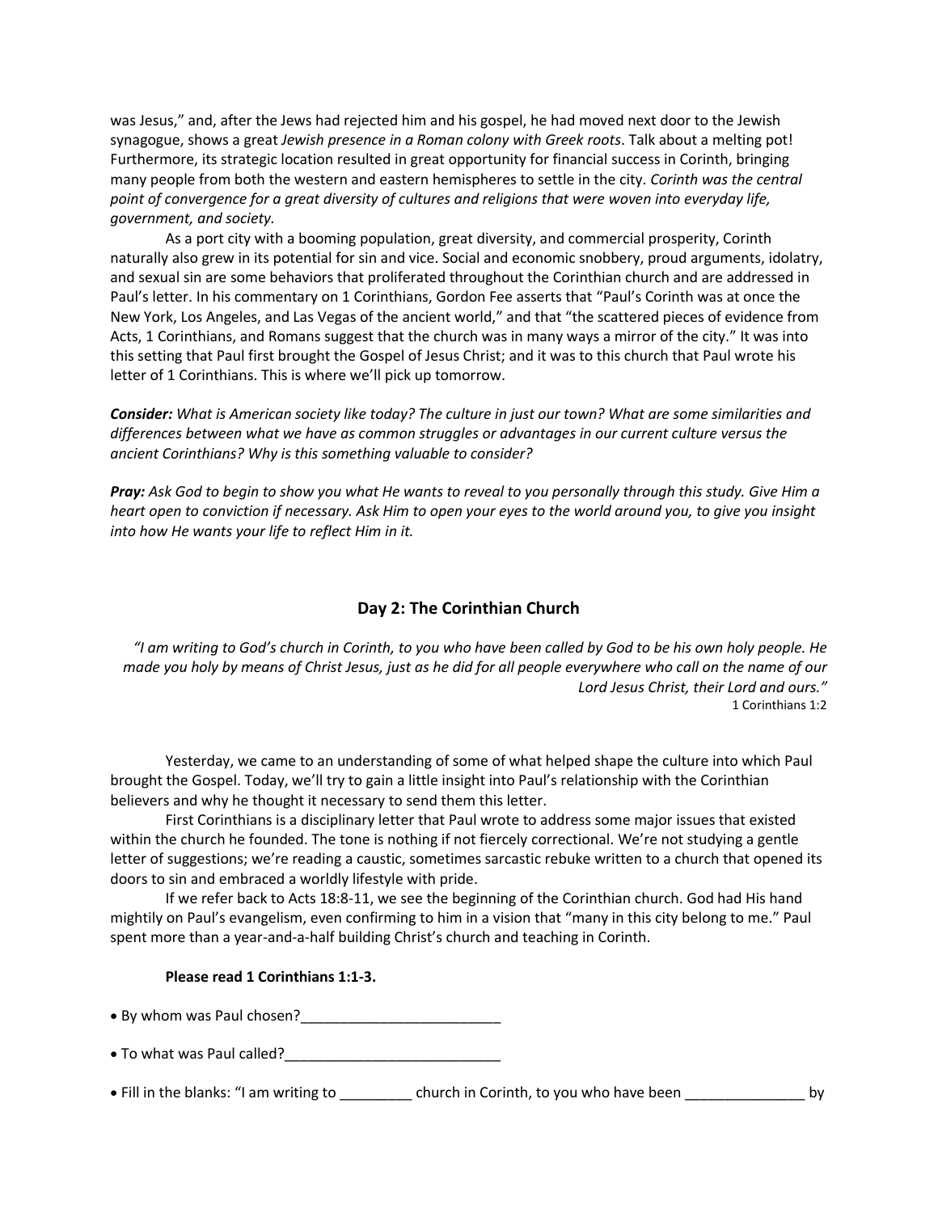was Jesus," and, after the Jews had rejected him and his gospel, he had moved next door to the Jewish synagogue, shows a great *Jewish presence in a Roman colony with Greek roots*. Talk about a melting pot! Furthermore, its strategic location resulted in great opportunity for financial success in Corinth, bringing many people from both the western and eastern hemispheres to settle in the city. *Corinth was the central point of convergence for a great diversity of cultures and religions that were woven into everyday life, government, and society.*

As a port city with a booming population, great diversity, and commercial prosperity, Corinth naturally also grew in its potential for sin and vice. Social and economic snobbery, proud arguments, idolatry, and sexual sin are some behaviors that proliferated throughout the Corinthian church and are addressed in Paul's letter. In his commentary on 1 Corinthians, Gordon Fee asserts that "Paul's Corinth was at once the New York, Los Angeles, and Las Vegas of the ancient world," and that "the scattered pieces of evidence from Acts, 1 Corinthians, and Romans suggest that the church was in many ways a mirror of the city." It was into this setting that Paul first brought the Gospel of Jesus Christ; and it was to this church that Paul wrote his letter of 1 Corinthians. This is where we'll pick up tomorrow.

***Consider:*** *What is American society like today? The culture in just our town? What are some similarities and differences between what we have as common struggles or advantages in our current culture versus the ancient Corinthians? Why is this something valuable to consider?*

***Pray:*** *Ask God to begin to show you what He wants to reveal to you personally through this study. Give Him a heart open to conviction if necessary. Ask Him to open your eyes to the world around you, to give you insight into how He wants your life to reflect Him in it.*

## Day 2: The Corinthian Church

*"I am writing to God's church in Corinth, to you who have been called by God to be his own holy people. He made you holy by means of Christ Jesus, just as he did for all people everywhere who call on the name of our Lord Jesus Christ, their Lord and ours."*

1 Corinthians 1:2

Yesterday, we came to an understanding of some of what helped shape the culture into which Paul brought the Gospel. Today, we'll try to gain a little insight into Paul's relationship with the Corinthian believers and why he thought it necessary to send them this letter.

First Corinthians is a disciplinary letter that Paul wrote to address some major issues that existed within the church he founded. The tone is nothing if not fiercely correctional. We're not studying a gentle letter of suggestions; we're reading a caustic, sometimes sarcastic rebuke written to a church that opened its doors to sin and embraced a worldly lifestyle with pride.

If we refer back to Acts 18:8-11, we see the beginning of the Corinthian church. God had His hand mightily on Paul's evangelism, even confirming to him in a vision that "many in this city belong to me." Paul spent more than a year-and-a-half building Christ's church and teaching in Corinth.

**Please read 1 Corinthians 1:1-3.**

- By whom was Paul chosen?_________________________
- To what was Paul called?___________________________
- Fill in the blanks: "I am writing to _________ church in Corinth, to you who have been _______________ by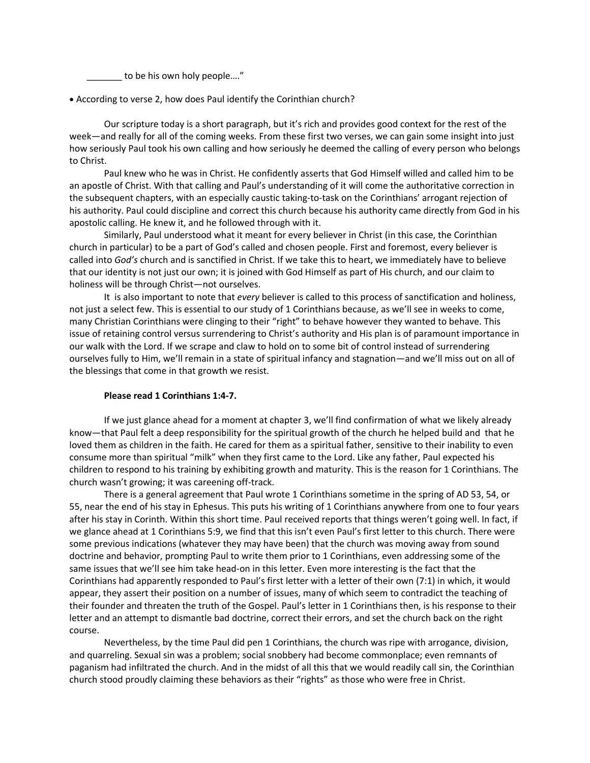_______ to be his own holy people…."

- According to verse 2, how does Paul identify the Corinthian church?

Our scripture today is a short paragraph, but it's rich and provides good context for the rest of the week—and really for all of the coming weeks. From these first two verses, we can gain some insight into just how seriously Paul took his own calling and how seriously he deemed the calling of every person who belongs to Christ.

Paul knew who he was in Christ. He confidently asserts that God Himself willed and called him to be an apostle of Christ. With that calling and Paul's understanding of it will come the authoritative correction in the subsequent chapters, with an especially caustic taking-to-task on the Corinthians' arrogant rejection of his authority. Paul could discipline and correct this church because his authority came directly from God in his apostolic calling. He knew it, and he followed through with it.

Similarly, Paul understood what it meant for every believer in Christ (in this case, the Corinthian church in particular) to be a part of God's called and chosen people. First and foremost, every believer is called into *God's* church and is sanctified in Christ. If we take this to heart, we immediately have to believe that our identity is not just our own; it is joined with God Himself as part of His church, and our claim to holiness will be through Christ—not ourselves.

It is also important to note that *every* believer is called to this process of sanctification and holiness, not just a select few. This is essential to our study of 1 Corinthians because, as we'll see in weeks to come, many Christian Corinthians were clinging to their "right" to behave however they wanted to behave. This issue of retaining control versus surrendering to Christ's authority and His plan is of paramount importance in our walk with the Lord. If we scrape and claw to hold on to some bit of control instead of surrendering ourselves fully to Him, we'll remain in a state of spiritual infancy and stagnation—and we'll miss out on all of the blessings that come in that growth we resist.

**Please read 1 Corinthians 1:4-7.**

If we just glance ahead for a moment at chapter 3, we'll find confirmation of what we likely already know—that Paul felt a deep responsibility for the spiritual growth of the church he helped build and that he loved them as children in the faith. He cared for them as a spiritual father, sensitive to their inability to even consume more than spiritual "milk" when they first came to the Lord. Like any father, Paul expected his children to respond to his training by exhibiting growth and maturity. This is the reason for 1 Corinthians. The church wasn't growing; it was careening off-track.

There is a general agreement that Paul wrote 1 Corinthians sometime in the spring of AD 53, 54, or 55, near the end of his stay in Ephesus. This puts his writing of 1 Corinthians anywhere from one to four years after his stay in Corinth. Within this short time. Paul received reports that things weren't going well. In fact, if we glance ahead at 1 Corinthians 5:9, we find that this isn't even Paul's first letter to this church. There were some previous indications (whatever they may have been) that the church was moving away from sound doctrine and behavior, prompting Paul to write them prior to 1 Corinthians, even addressing some of the same issues that we'll see him take head-on in this letter. Even more interesting is the fact that the Corinthians had apparently responded to Paul's first letter with a letter of their own (7:1) in which, it would appear, they assert their position on a number of issues, many of which seem to contradict the teaching of their founder and threaten the truth of the Gospel. Paul's letter in 1 Corinthians then, is his response to their letter and an attempt to dismantle bad doctrine, correct their errors, and set the church back on the right course.

Nevertheless, by the time Paul did pen 1 Corinthians, the church was ripe with arrogance, division, and quarreling. Sexual sin was a problem; social snobbery had become commonplace; even remnants of paganism had infiltrated the church. And in the midst of all this that we would readily call sin, the Corinthian church stood proudly claiming these behaviors as their "rights" as those who were free in Christ.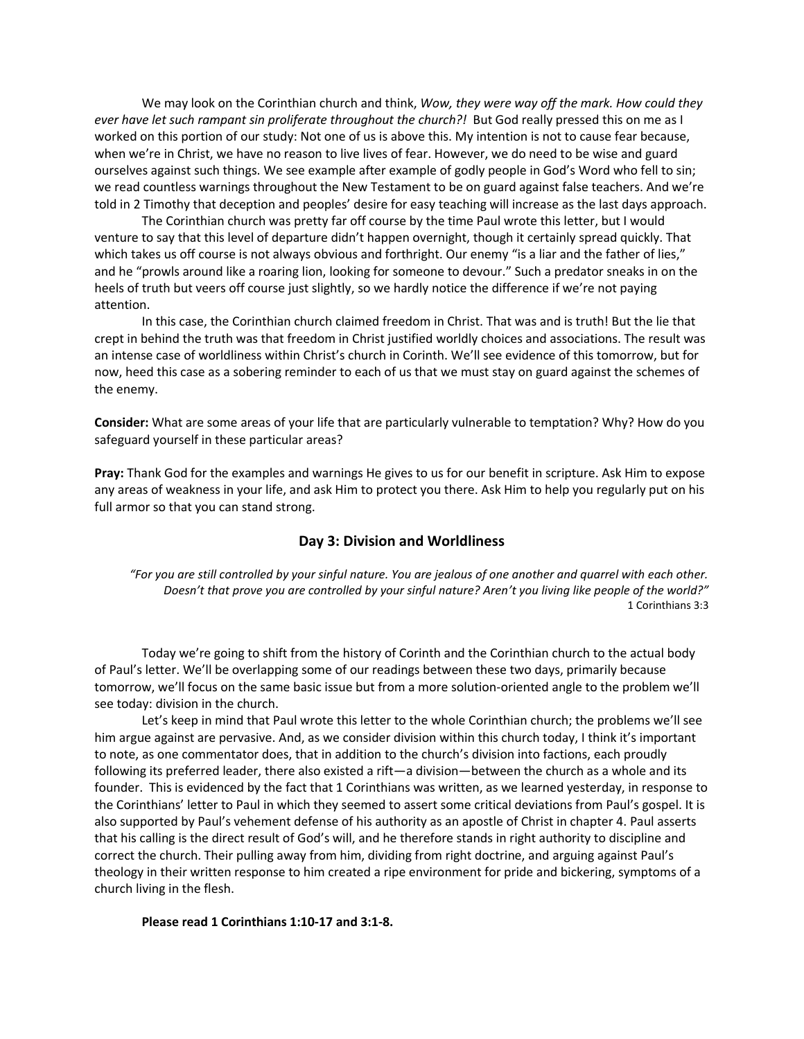We may look on the Corinthian church and think, *Wow, they were way off the mark. How could they ever have let such rampant sin proliferate throughout the church?!* But God really pressed this on me as I worked on this portion of our study: Not one of us is above this. My intention is not to cause fear because, when we're in Christ, we have no reason to live lives of fear. However, we do need to be wise and guard ourselves against such things. We see example after example of godly people in God's Word who fell to sin; we read countless warnings throughout the New Testament to be on guard against false teachers. And we're told in 2 Timothy that deception and peoples' desire for easy teaching will increase as the last days approach.

The Corinthian church was pretty far off course by the time Paul wrote this letter, but I would venture to say that this level of departure didn't happen overnight, though it certainly spread quickly. That which takes us off course is not always obvious and forthright. Our enemy "is a liar and the father of lies," and he "prowls around like a roaring lion, looking for someone to devour." Such a predator sneaks in on the heels of truth but veers off course just slightly, so we hardly notice the difference if we're not paying attention.

In this case, the Corinthian church claimed freedom in Christ. That was and is truth! But the lie that crept in behind the truth was that freedom in Christ justified worldly choices and associations. The result was an intense case of worldliness within Christ's church in Corinth. We'll see evidence of this tomorrow, but for now, heed this case as a sobering reminder to each of us that we must stay on guard against the schemes of the enemy.

**Consider:** What are some areas of your life that are particularly vulnerable to temptation? Why? How do you safeguard yourself in these particular areas?

**Pray:** Thank God for the examples and warnings He gives to us for our benefit in scripture. Ask Him to expose any areas of weakness in your life, and ask Him to protect you there. Ask Him to help you regularly put on his full armor so that you can stand strong.

## Day 3: Division and Worldliness

*"For you are still controlled by your sinful nature. You are jealous of one another and quarrel with each other. Doesn't that prove you are controlled by your sinful nature? Aren't you living like people of the world?"*
1 Corinthians 3:3

Today we're going to shift from the history of Corinth and the Corinthian church to the actual body of Paul's letter. We'll be overlapping some of our readings between these two days, primarily because tomorrow, we'll focus on the same basic issue but from a more solution-oriented angle to the problem we'll see today: division in the church.

Let's keep in mind that Paul wrote this letter to the whole Corinthian church; the problems we'll see him argue against are pervasive. And, as we consider division within this church today, I think it's important to note, as one commentator does, that in addition to the church's division into factions, each proudly following its preferred leader, there also existed a rift—a division—between the church as a whole and its founder. This is evidenced by the fact that 1 Corinthians was written, as we learned yesterday, in response to the Corinthians' letter to Paul in which they seemed to assert some critical deviations from Paul's gospel. It is also supported by Paul's vehement defense of his authority as an apostle of Christ in chapter 4. Paul asserts that his calling is the direct result of God's will, and he therefore stands in right authority to discipline and correct the church. Their pulling away from him, dividing from right doctrine, and arguing against Paul's theology in their written response to him created a ripe environment for pride and bickering, symptoms of a church living in the flesh.

**Please read 1 Corinthians 1:10-17 and 3:1-8.**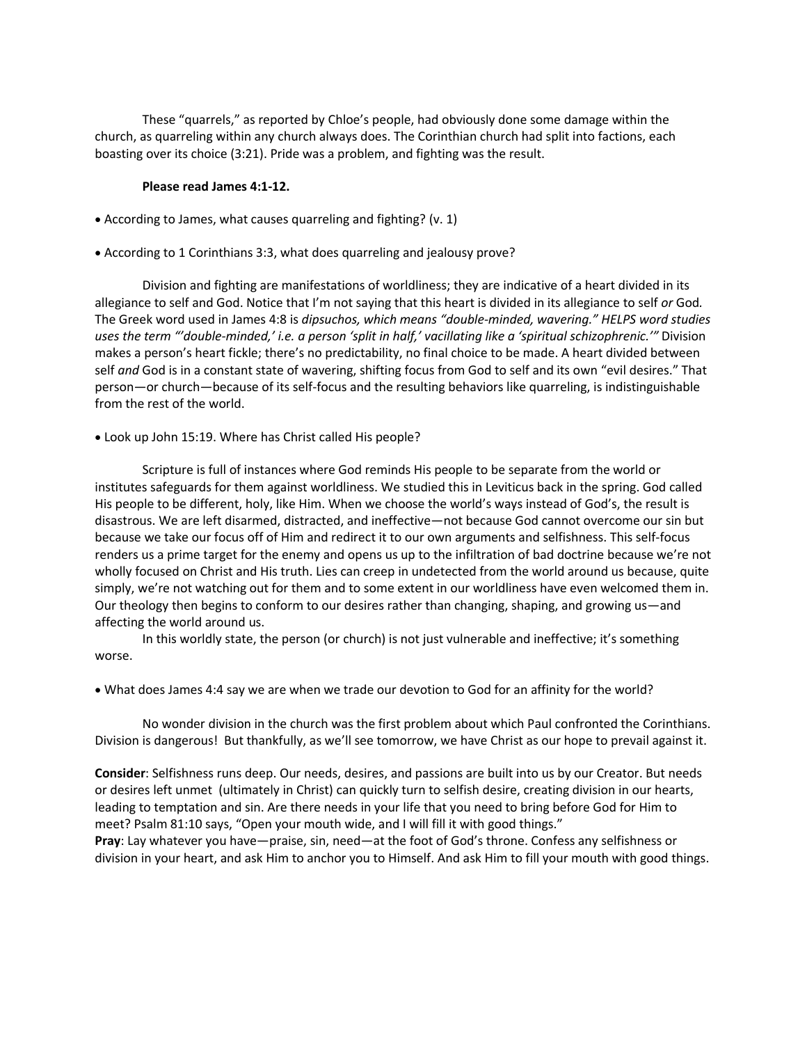These "quarrels," as reported by Chloe's people, had obviously done some damage within the church, as quarreling within any church always does. The Corinthian church had split into factions, each boasting over its choice (3:21). Pride was a problem, and fighting was the result.

**Please read James 4:1-12.**

- According to James, what causes quarreling and fighting? (v. 1)
- According to 1 Corinthians 3:3, what does quarreling and jealousy prove?

Division and fighting are manifestations of worldliness; they are indicative of a heart divided in its allegiance to self and God. Notice that I'm not saying that this heart is divided in its allegiance to self *or* God. The Greek word used in James 4:8 is *dipsuchos, which means "double-minded, wavering." HELPS word studies uses the term "'double-minded,' i.e. a person 'split in half,' vacillating like a 'spiritual schizophrenic.'"* Division makes a person's heart fickle; there's no predictability, no final choice to be made. A heart divided between self *and* God is in a constant state of wavering, shifting focus from God to self and its own "evil desires." That person—or church—because of its self-focus and the resulting behaviors like quarreling, is indistinguishable from the rest of the world.

- Look up John 15:19. Where has Christ called His people?

Scripture is full of instances where God reminds His people to be separate from the world or institutes safeguards for them against worldliness. We studied this in Leviticus back in the spring. God called His people to be different, holy, like Him. When we choose the world's ways instead of God's, the result is disastrous. We are left disarmed, distracted, and ineffective—not because God cannot overcome our sin but because we take our focus off of Him and redirect it to our own arguments and selfishness. This self-focus renders us a prime target for the enemy and opens us up to the infiltration of bad doctrine because we're not wholly focused on Christ and His truth. Lies can creep in undetected from the world around us because, quite simply, we're not watching out for them and to some extent in our worldliness have even welcomed them in. Our theology then begins to conform to our desires rather than changing, shaping, and growing us—and affecting the world around us.

In this worldly state, the person (or church) is not just vulnerable and ineffective; it's something worse.

- What does James 4:4 say we are when we trade our devotion to God for an affinity for the world?

No wonder division in the church was the first problem about which Paul confronted the Corinthians. Division is dangerous! But thankfully, as we'll see tomorrow, we have Christ as our hope to prevail against it.

**Consider**: Selfishness runs deep. Our needs, desires, and passions are built into us by our Creator. But needs or desires left unmet (ultimately in Christ) can quickly turn to selfish desire, creating division in our hearts, leading to temptation and sin. Are there needs in your life that you need to bring before God for Him to meet? Psalm 81:10 says, "Open your mouth wide, and I will fill it with good things."

**Pray**: Lay whatever you have—praise, sin, need—at the foot of God's throne. Confess any selfishness or division in your heart, and ask Him to anchor you to Himself. And ask Him to fill your mouth with good things.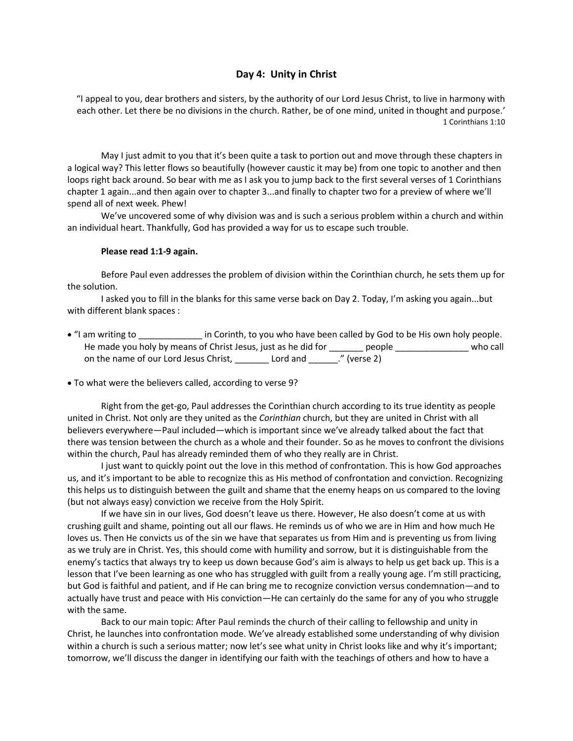## Day 4: Unity in Christ

"I appeal to you, dear brothers and sisters, by the authority of our Lord Jesus Christ, to live in harmony with each other. Let there be no divisions in the church. Rather, be of one mind, united in thought and purpose.'
1 Corinthians 1:10

May I just admit to you that it's been quite a task to portion out and move through these chapters in a logical way? This letter flows so beautifully (however caustic it may be) from one topic to another and then loops right back around. So bear with me as I ask you to jump back to the first several verses of 1 Corinthians chapter 1 again...and then again over to chapter 3...and finally to chapter two for a preview of where we'll spend all of next week. Phew!

We've uncovered some of why division was and is such a serious problem within a church and within an individual heart. Thankfully, God has provided a way for us to escape such trouble.

**Please read 1:1-9 again.**

Before Paul even addresses the problem of division within the Corinthian church, he sets them up for the solution.

I asked you to fill in the blanks for this same verse back on Day 2. Today, I'm asking you again...but with different blank spaces :

- "I am writing to _____________ in Corinth, to you who have been called by God to be His own holy people. He made you holy by means of Christ Jesus, just as he did for _______ people _______________ who call on the name of our Lord Jesus Christ, _______ Lord and ______." (verse 2)

- To what were the believers called, according to verse 9?

Right from the get-go, Paul addresses the Corinthian church according to its true identity as people united in Christ. Not only are they united as the *Corinthian* church, but they are united in Christ with all believers everywhere—Paul included—which is important since we've already talked about the fact that there was tension between the church as a whole and their founder. So as he moves to confront the divisions within the church, Paul has already reminded them of who they really are in Christ.

I just want to quickly point out the love in this method of confrontation. This is how God approaches us, and it's important to be able to recognize this as His method of confrontation and conviction. Recognizing this helps us to distinguish between the guilt and shame that the enemy heaps on us compared to the loving (but not always easy) conviction we receive from the Holy Spirit.

If we have sin in our lives, God doesn't leave us there. However, He also doesn't come at us with crushing guilt and shame, pointing out all our flaws. He reminds us of who we are in Him and how much He loves us. Then He convicts us of the sin we have that separates us from Him and is preventing us from living as we truly are in Christ. Yes, this should come with humility and sorrow, but it is distinguishable from the enemy's tactics that always try to keep us down because God's aim is always to help us get back up. This is a lesson that I've been learning as one who has struggled with guilt from a really young age. I'm still practicing, but God is faithful and patient, and if He can bring me to recognize conviction versus condemnation—and to actually have trust and peace with His conviction—He can certainly do the same for any of you who struggle with the same.

Back to our main topic: After Paul reminds the church of their calling to fellowship and unity in Christ, he launches into confrontation mode. We've already established some understanding of why division within a church is such a serious matter; now let's see what unity in Christ looks like and why it's important; tomorrow, we'll discuss the danger in identifying our faith with the teachings of others and how to have a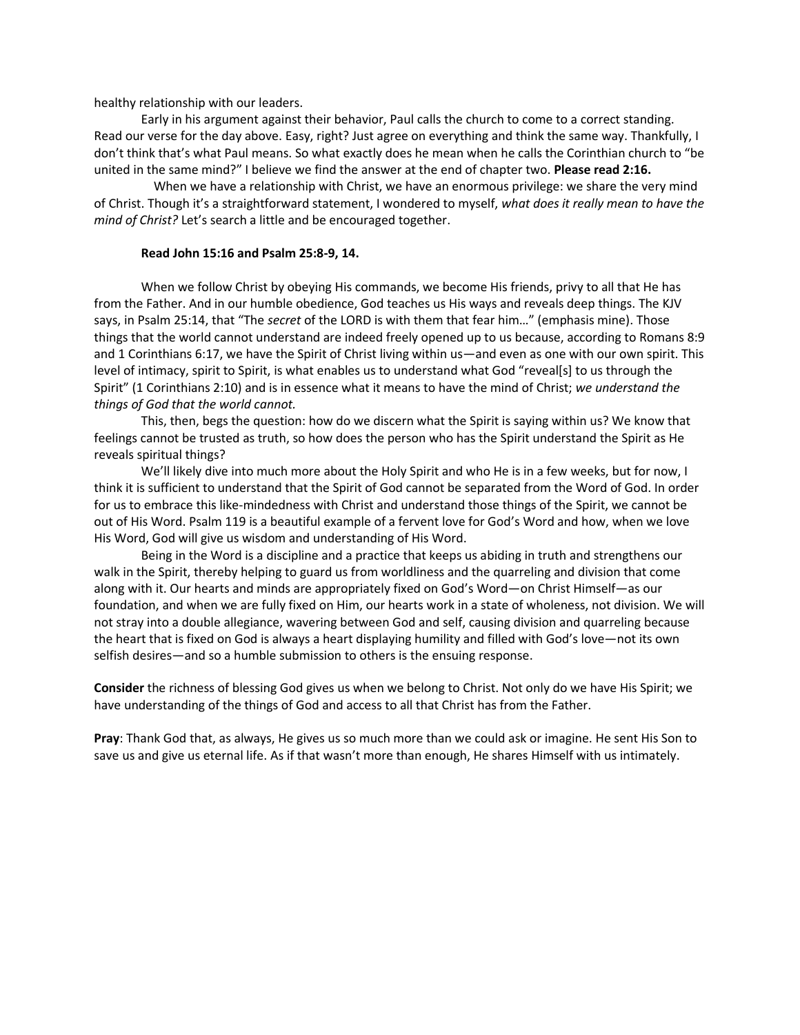healthy relationship with our leaders.

Early in his argument against their behavior, Paul calls the church to come to a correct standing. Read our verse for the day above. Easy, right? Just agree on everything and think the same way. Thankfully, I don't think that's what Paul means. So what exactly does he mean when he calls the Corinthian church to "be united in the same mind?" I believe we find the answer at the end of chapter two. **Please read 2:16.**

When we have a relationship with Christ, we have an enormous privilege: we share the very mind of Christ. Though it's a straightforward statement, I wondered to myself, *what does it really mean to have the mind of Christ?* Let's search a little and be encouraged together.

**Read John 15:16 and Psalm 25:8-9, 14.**

When we follow Christ by obeying His commands, we become His friends, privy to all that He has from the Father. And in our humble obedience, God teaches us His ways and reveals deep things. The KJV says, in Psalm 25:14, that "The *secret* of the LORD is with them that fear him…" (emphasis mine). Those things that the world cannot understand are indeed freely opened up to us because, according to Romans 8:9 and 1 Corinthians 6:17, we have the Spirit of Christ living within us—and even as one with our own spirit. This level of intimacy, spirit to Spirit, is what enables us to understand what God "reveal[s] to us through the Spirit" (1 Corinthians 2:10) and is in essence what it means to have the mind of Christ; *we understand the things of God that the world cannot.*

This, then, begs the question: how do we discern what the Spirit is saying within us? We know that feelings cannot be trusted as truth, so how does the person who has the Spirit understand the Spirit as He reveals spiritual things?

We'll likely dive into much more about the Holy Spirit and who He is in a few weeks, but for now, I think it is sufficient to understand that the Spirit of God cannot be separated from the Word of God. In order for us to embrace this like-mindedness with Christ and understand those things of the Spirit, we cannot be out of His Word. Psalm 119 is a beautiful example of a fervent love for God's Word and how, when we love His Word, God will give us wisdom and understanding of His Word.

Being in the Word is a discipline and a practice that keeps us abiding in truth and strengthens our walk in the Spirit, thereby helping to guard us from worldliness and the quarreling and division that come along with it. Our hearts and minds are appropriately fixed on God's Word—on Christ Himself—as our foundation, and when we are fully fixed on Him, our hearts work in a state of wholeness, not division. We will not stray into a double allegiance, wavering between God and self, causing division and quarreling because the heart that is fixed on God is always a heart displaying humility and filled with God's love—not its own selfish desires—and so a humble submission to others is the ensuing response.

**Consider** the richness of blessing God gives us when we belong to Christ. Not only do we have His Spirit; we have understanding of the things of God and access to all that Christ has from the Father.

**Pray**: Thank God that, as always, He gives us so much more than we could ask or imagine. He sent His Son to save us and give us eternal life. As if that wasn't more than enough, He shares Himself with us intimately.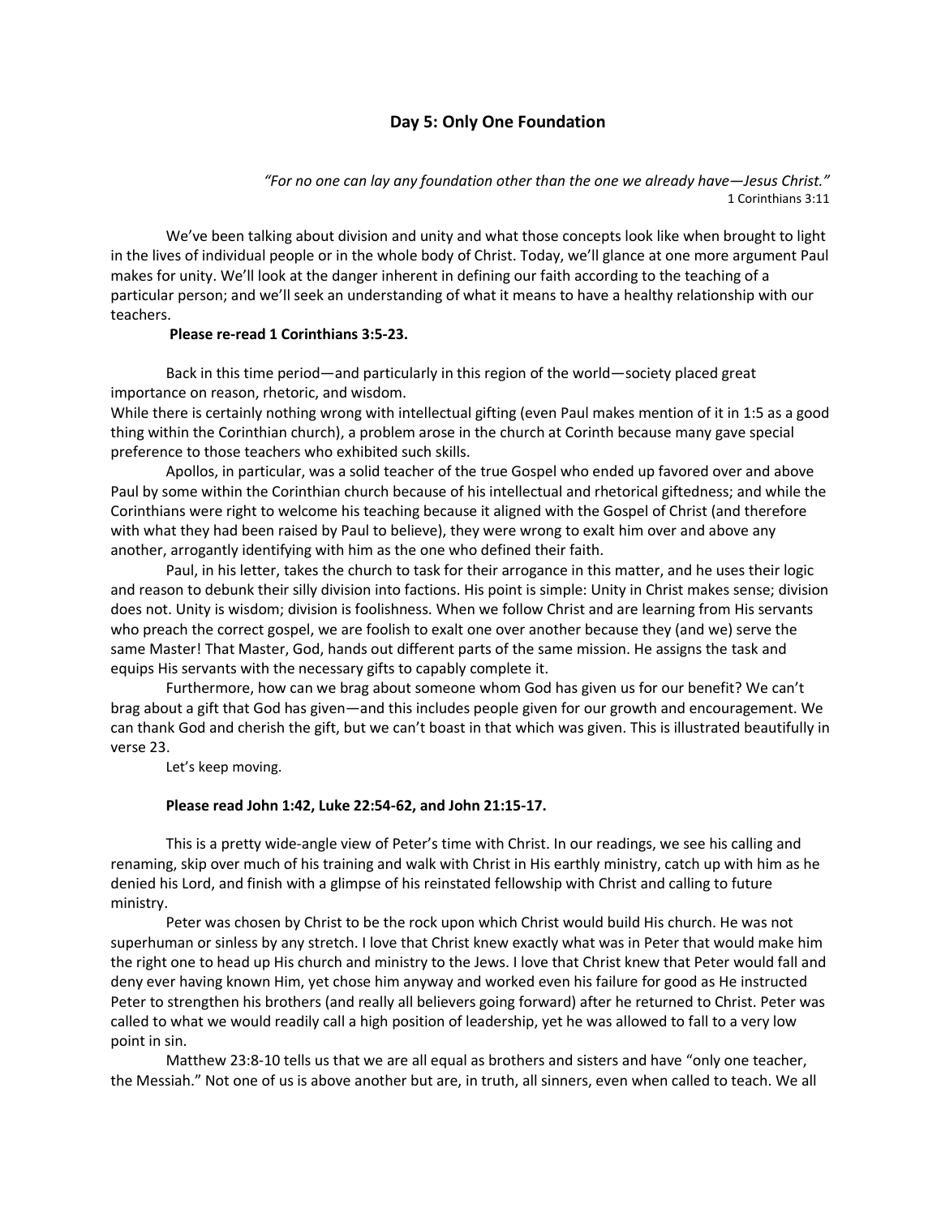## Day 5: Only One Foundation

*"For no one can lay any foundation other than the one we already have—Jesus Christ."*
1 Corinthians 3:11

We've been talking about division and unity and what those concepts look like when brought to light in the lives of individual people or in the whole body of Christ. Today, we'll glance at one more argument Paul makes for unity. We'll look at the danger inherent in defining our faith according to the teaching of a particular person; and we'll seek an understanding of what it means to have a healthy relationship with our teachers.

**Please re-read 1 Corinthians 3:5-23.**

Back in this time period—and particularly in this region of the world—society placed great importance on reason, rhetoric, and wisdom.
While there is certainly nothing wrong with intellectual gifting (even Paul makes mention of it in 1:5 as a good thing within the Corinthian church), a problem arose in the church at Corinth because many gave special preference to those teachers who exhibited such skills.

Apollos, in particular, was a solid teacher of the true Gospel who ended up favored over and above Paul by some within the Corinthian church because of his intellectual and rhetorical giftedness; and while the Corinthians were right to welcome his teaching because it aligned with the Gospel of Christ (and therefore with what they had been raised by Paul to believe), they were wrong to exalt him over and above any another, arrogantly identifying with him as the one who defined their faith.

Paul, in his letter, takes the church to task for their arrogance in this matter, and he uses their logic and reason to debunk their silly division into factions. His point is simple: Unity in Christ makes sense; division does not. Unity is wisdom; division is foolishness. When we follow Christ and are learning from His servants who preach the correct gospel, we are foolish to exalt one over another because they (and we) serve the same Master! That Master, God, hands out different parts of the same mission. He assigns the task and equips His servants with the necessary gifts to capably complete it.

Furthermore, how can we brag about someone whom God has given us for our benefit? We can't brag about a gift that God has given—and this includes people given for our growth and encouragement. We can thank God and cherish the gift, but we can't boast in that which was given. This is illustrated beautifully in verse 23.

Let's keep moving.

**Please read John 1:42, Luke 22:54-62, and John 21:15-17.**

This is a pretty wide-angle view of Peter's time with Christ. In our readings, we see his calling and renaming, skip over much of his training and walk with Christ in His earthly ministry, catch up with him as he denied his Lord, and finish with a glimpse of his reinstated fellowship with Christ and calling to future ministry.

Peter was chosen by Christ to be the rock upon which Christ would build His church. He was not superhuman or sinless by any stretch. I love that Christ knew exactly what was in Peter that would make him the right one to head up His church and ministry to the Jews. I love that Christ knew that Peter would fall and deny ever having known Him, yet chose him anyway and worked even his failure for good as He instructed Peter to strengthen his brothers (and really all believers going forward) after he returned to Christ. Peter was called to what we would readily call a high position of leadership, yet he was allowed to fall to a very low point in sin.

Matthew 23:8-10 tells us that we are all equal as brothers and sisters and have "only one teacher, the Messiah." Not one of us is above another but are, in truth, all sinners, even when called to teach. We all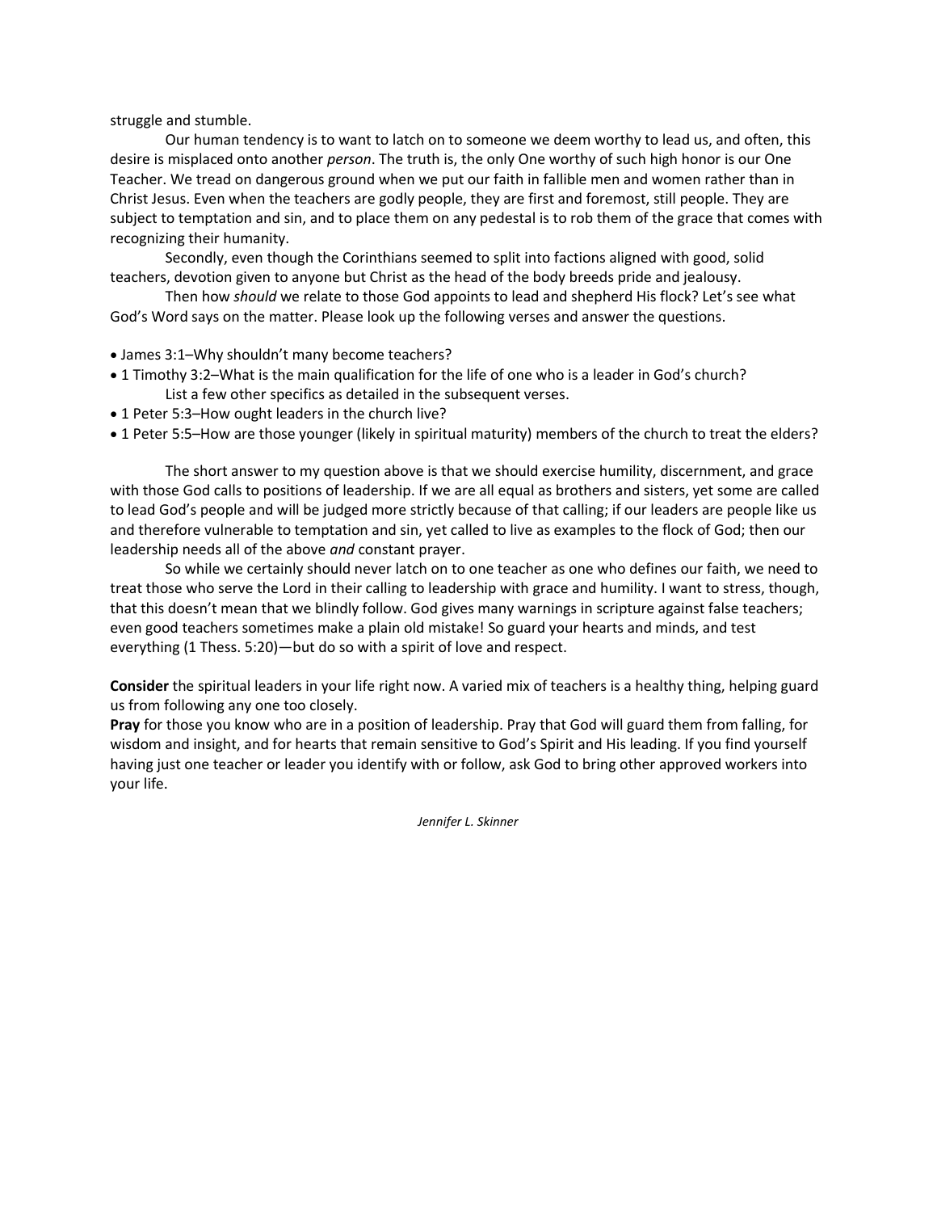struggle and stumble.

Our human tendency is to want to latch on to someone we deem worthy to lead us, and often, this desire is misplaced onto another *person*. The truth is, the only One worthy of such high honor is our One Teacher. We tread on dangerous ground when we put our faith in fallible men and women rather than in Christ Jesus. Even when the teachers are godly people, they are first and foremost, still people. They are subject to temptation and sin, and to place them on any pedestal is to rob them of the grace that comes with recognizing their humanity.

Secondly, even though the Corinthians seemed to split into factions aligned with good, solid teachers, devotion given to anyone but Christ as the head of the body breeds pride and jealousy.

Then how *should* we relate to those God appoints to lead and shepherd His flock? Let's see what God's Word says on the matter. Please look up the following verses and answer the questions.

- James 3:1–Why shouldn't many become teachers?
- 1 Timothy 3:2–What is the main qualification for the life of one who is a leader in God's church? List a few other specifics as detailed in the subsequent verses.
- 1 Peter 5:3–How ought leaders in the church live?
- 1 Peter 5:5–How are those younger (likely in spiritual maturity) members of the church to treat the elders?

The short answer to my question above is that we should exercise humility, discernment, and grace with those God calls to positions of leadership. If we are all equal as brothers and sisters, yet some are called to lead God's people and will be judged more strictly because of that calling; if our leaders are people like us and therefore vulnerable to temptation and sin, yet called to live as examples to the flock of God; then our leadership needs all of the above *and* constant prayer.

So while we certainly should never latch on to one teacher as one who defines our faith, we need to treat those who serve the Lord in their calling to leadership with grace and humility. I want to stress, though, that this doesn't mean that we blindly follow. God gives many warnings in scripture against false teachers; even good teachers sometimes make a plain old mistake! So guard your hearts and minds, and test everything (1 Thess. 5:20)—but do so with a spirit of love and respect.

**Consider** the spiritual leaders in your life right now. A varied mix of teachers is a healthy thing, helping guard us from following any one too closely.

**Pray** for those you know who are in a position of leadership. Pray that God will guard them from falling, for wisdom and insight, and for hearts that remain sensitive to God's Spirit and His leading. If you find yourself having just one teacher or leader you identify with or follow, ask God to bring other approved workers into your life.

*Jennifer L. Skinner*